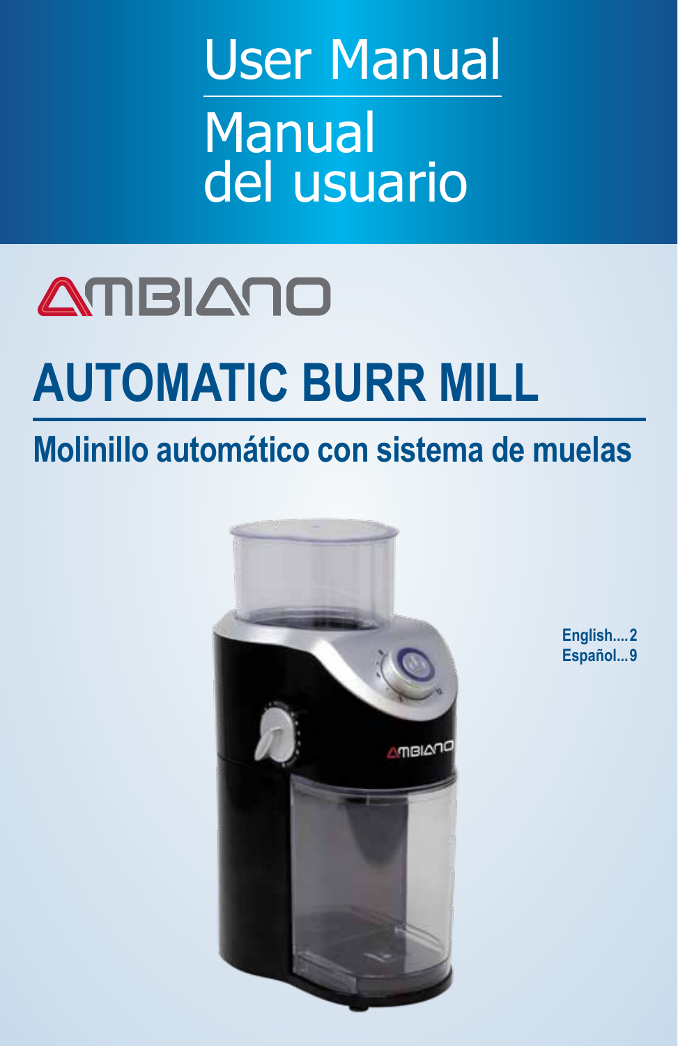# User Manual

# Manual del usuario

AMBIANO

# AUTOMATIC BURR MILL

## Molinillo automático con sistema de muelas

**English....2**
**Español...9**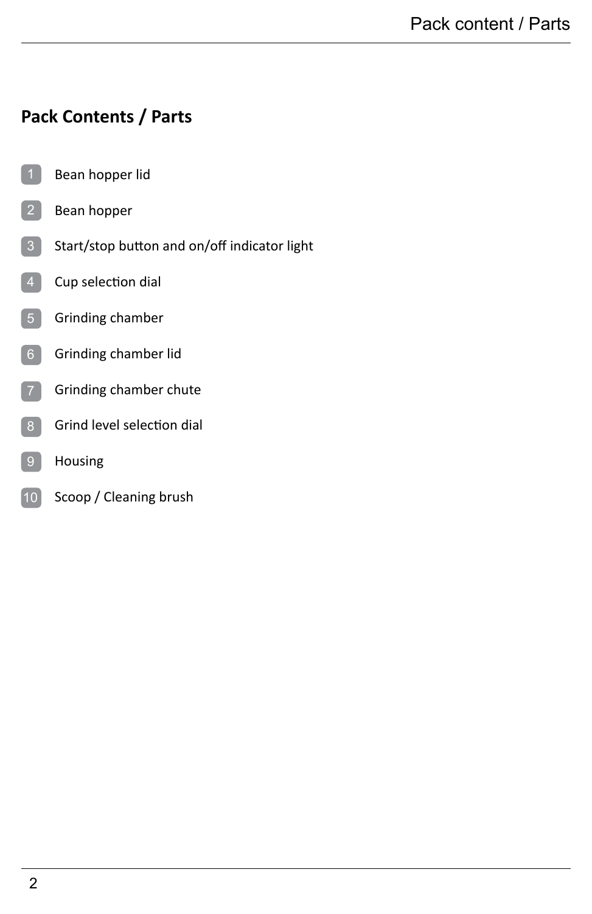## Pack Contents / Parts

1. Bean hopper lid
2. Bean hopper
3. Start/stop button and on/off indicator light
4. Cup selection dial
5. Grinding chamber
6. Grinding chamber lid
7. Grinding chamber chute
8. Grind level selection dial
9. Housing
10. Scoop / Cleaning brush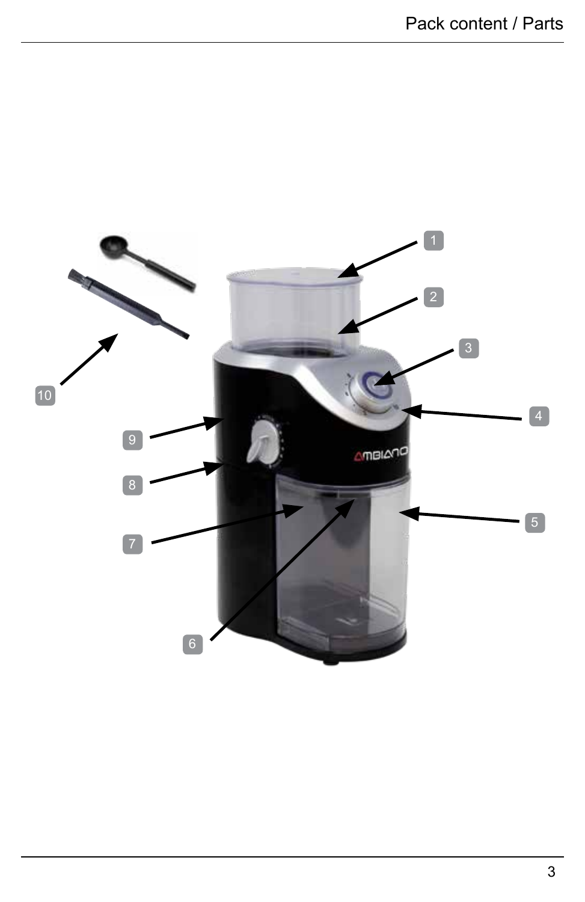# Pack content / Parts

1

2

3

4

5

6

7

8

9

10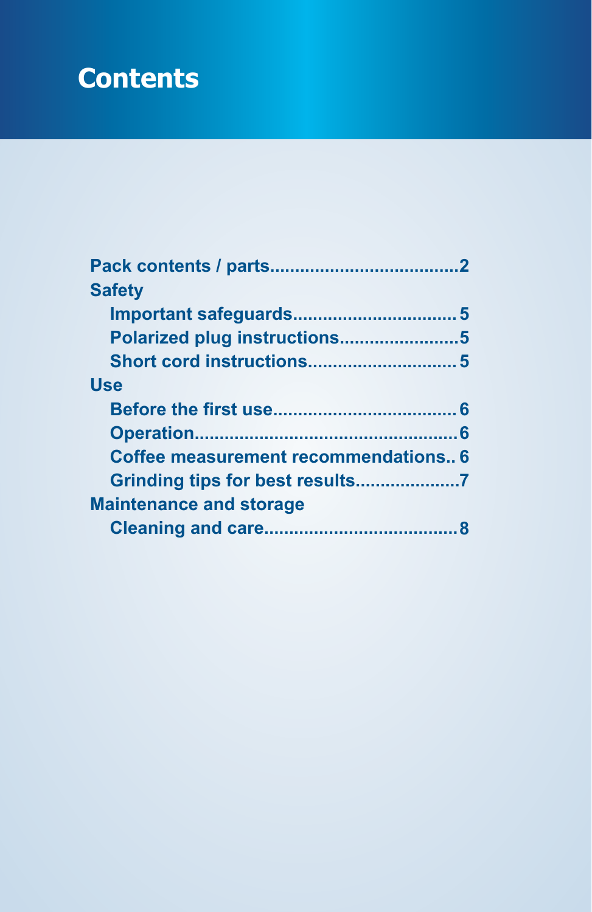# Contents

**Pack contents / parts....................................2**

**Safety**

- **Important safeguards................................5**
- **Polarized plug instructions.......................5**
- **Short cord instructions.............................5**

**Use**

- **Before the first use....................................6**
- **Operation...................................................6**
- **Coffee measurement recommendations.. 6**
- **Grinding tips for best results....................7**

**Maintenance and storage**

- **Cleaning and care.....................................8**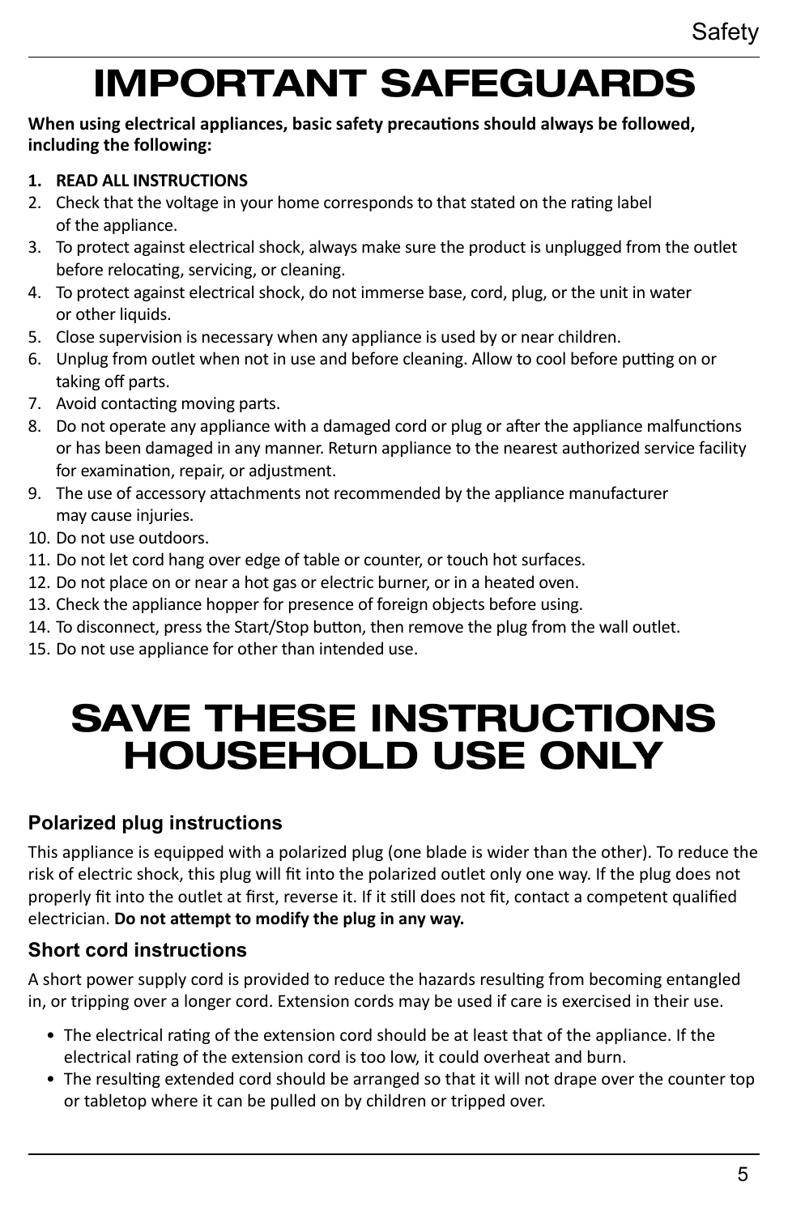# IMPORTANT SAFEGUARDS

**When using electrical appliances, basic safety precautions should always be followed, including the following:**

1. **READ ALL INSTRUCTIONS**
2. Check that the voltage in your home corresponds to that stated on the rating label of the appliance.
3. To protect against electrical shock, always make sure the product is unplugged from the outlet before relocating, servicing, or cleaning.
4. To protect against electrical shock, do not immerse base, cord, plug, or the unit in water or other liquids.
5. Close supervision is necessary when any appliance is used by or near children.
6. Unplug from outlet when not in use and before cleaning. Allow to cool before putting on or taking off parts.
7. Avoid contacting moving parts.
8. Do not operate any appliance with a damaged cord or plug or after the appliance malfunctions or has been damaged in any manner. Return appliance to the nearest authorized service facility for examination, repair, or adjustment.
9. The use of accessory attachments not recommended by the appliance manufacturer may cause injuries.
10. Do not use outdoors.
11. Do not let cord hang over edge of table or counter, or touch hot surfaces.
12. Do not place on or near a hot gas or electric burner, or in a heated oven.
13. Check the appliance hopper for presence of foreign objects before using.
14. To disconnect, press the Start/Stop button, then remove the plug from the wall outlet.
15. Do not use appliance for other than intended use.

# SAVE THESE INSTRUCTIONS HOUSEHOLD USE ONLY

### Polarized plug instructions

This appliance is equipped with a polarized plug (one blade is wider than the other). To reduce the risk of electric shock, this plug will fit into the polarized outlet only one way. If the plug does not properly fit into the outlet at first, reverse it. If it still does not fit, contact a competent qualified electrician. **Do not attempt to modify the plug in any way.**

### Short cord instructions

A short power supply cord is provided to reduce the hazards resulting from becoming entangled in, or tripping over a longer cord. Extension cords may be used if care is exercised in their use.

- The electrical rating of the extension cord should be at least that of the appliance. If the electrical rating of the extension cord is too low, it could overheat and burn.
- The resulting extended cord should be arranged so that it will not drape over the counter top or tabletop where it can be pulled on by children or tripped over.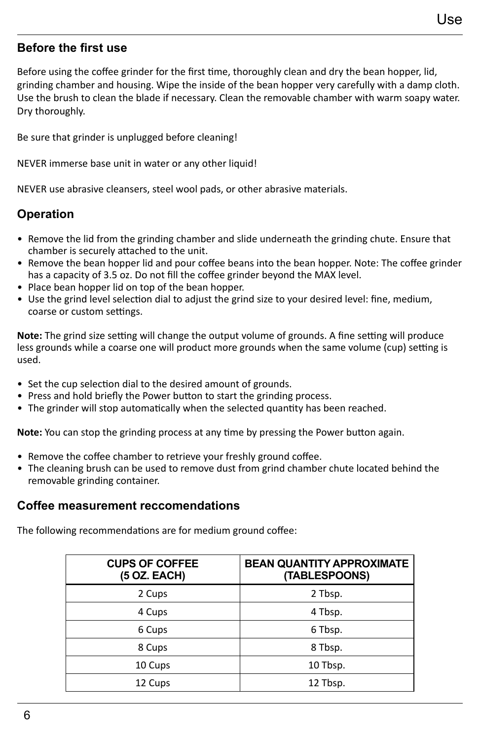## Before the first use

Before using the coffee grinder for the first time, thoroughly clean and dry the bean hopper, lid, grinding chamber and housing. Wipe the inside of the bean hopper very carefully with a damp cloth. Use the brush to clean the blade if necessary. Clean the removable chamber with warm soapy water. Dry thoroughly.

Be sure that grinder is unplugged before cleaning!

NEVER immerse base unit in water or any other liquid!

NEVER use abrasive cleansers, steel wool pads, or other abrasive materials.

## Operation

- Remove the lid from the grinding chamber and slide underneath the grinding chute. Ensure that chamber is securely attached to the unit.
- Remove the bean hopper lid and pour coffee beans into the bean hopper. Note: The coffee grinder has a capacity of 3.5 oz. Do not fill the coffee grinder beyond the MAX level.
- Place bean hopper lid on top of the bean hopper.
- Use the grind level selection dial to adjust the grind size to your desired level: fine, medium, coarse or custom settings.

**Note:** The grind size setting will change the output volume of grounds. A fine setting will produce less grounds while a coarse one will product more grounds when the same volume (cup) setting is used.

- Set the cup selection dial to the desired amount of grounds.
- Press and hold briefly the Power button to start the grinding process.
- The grinder will stop automatically when the selected quantity has been reached.

**Note:** You can stop the grinding process at any time by pressing the Power button again.

- Remove the coffee chamber to retrieve your freshly ground coffee.
- The cleaning brush can be used to remove dust from grind chamber chute located behind the removable grinding container.

## Coffee measurement reccomendations

The following recommendations are for medium ground coffee:

| CUPS OF COFFEE (5 OZ. EACH) | BEAN QUANTITY APPROXIMATE (TABLESPOONS) |
|---|---|
| 2 Cups | 2 Tbsp. |
| 4 Cups | 4 Tbsp. |
| 6 Cups | 6 Tbsp. |
| 8 Cups | 8 Tbsp. |
| 10 Cups | 10 Tbsp. |
| 12 Cups | 12 Tbsp. |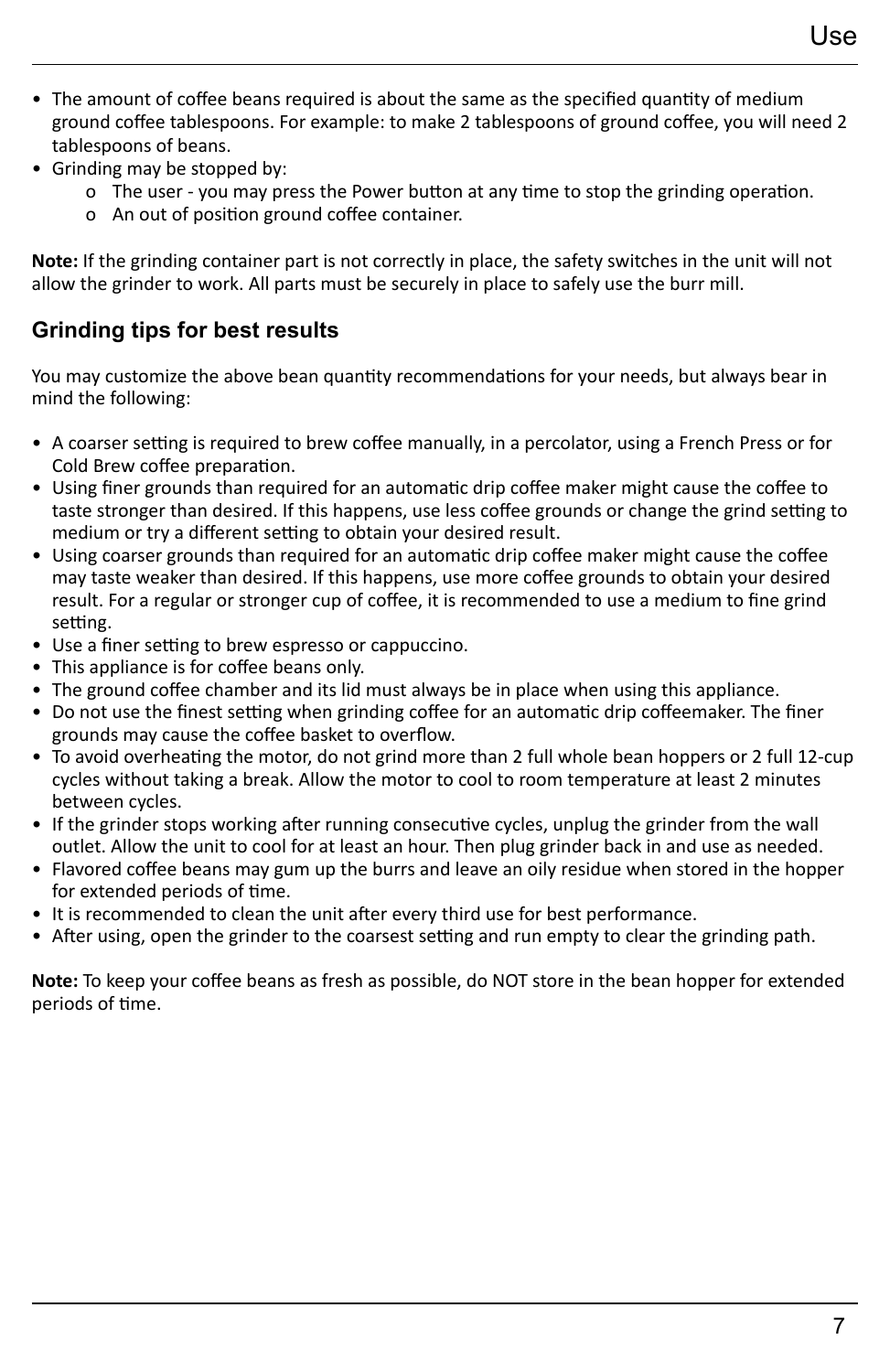- The amount of coffee beans required is about the same as the specified quantity of medium ground coffee tablespoons. For example: to make 2 tablespoons of ground coffee, you will need 2 tablespoons of beans.
- Grinding may be stopped by:
  - The user - you may press the Power button at any time to stop the grinding operation.
  - An out of position ground coffee container.

**Note:** If the grinding container part is not correctly in place, the safety switches in the unit will not allow the grinder to work. All parts must be securely in place to safely use the burr mill.

## Grinding tips for best results

You may customize the above bean quantity recommendations for your needs, but always bear in mind the following:

- A coarser setting is required to brew coffee manually, in a percolator, using a French Press or for Cold Brew coffee preparation.
- Using finer grounds than required for an automatic drip coffee maker might cause the coffee to taste stronger than desired. If this happens, use less coffee grounds or change the grind setting to medium or try a different setting to obtain your desired result.
- Using coarser grounds than required for an automatic drip coffee maker might cause the coffee may taste weaker than desired. If this happens, use more coffee grounds to obtain your desired result. For a regular or stronger cup of coffee, it is recommended to use a medium to fine grind setting.
- Use a finer setting to brew espresso or cappuccino.
- This appliance is for coffee beans only.
- The ground coffee chamber and its lid must always be in place when using this appliance.
- Do not use the finest setting when grinding coffee for an automatic drip coffeemaker. The finer grounds may cause the coffee basket to overflow.
- To avoid overheating the motor, do not grind more than 2 full whole bean hoppers or 2 full 12-cup cycles without taking a break. Allow the motor to cool to room temperature at least 2 minutes between cycles.
- If the grinder stops working after running consecutive cycles, unplug the grinder from the wall outlet. Allow the unit to cool for at least an hour. Then plug grinder back in and use as needed.
- Flavored coffee beans may gum up the burrs and leave an oily residue when stored in the hopper for extended periods of time.
- It is recommended to clean the unit after every third use for best performance.
- After using, open the grinder to the coarsest setting and run empty to clear the grinding path.

**Note:** To keep your coffee beans as fresh as possible, do NOT store in the bean hopper for extended periods of time.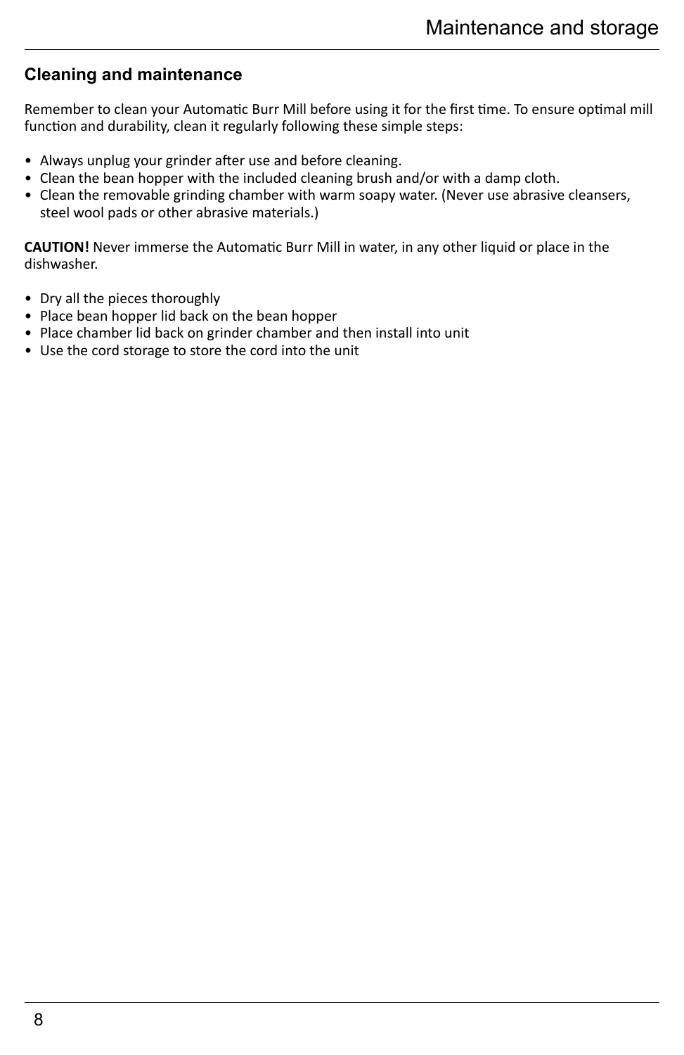## Cleaning and maintenance

Remember to clean your Automatic Burr Mill before using it for the first time. To ensure optimal mill function and durability, clean it regularly following these simple steps:

- Always unplug your grinder after use and before cleaning.
- Clean the bean hopper with the included cleaning brush and/or with a damp cloth.
- Clean the removable grinding chamber with warm soapy water. (Never use abrasive cleansers, steel wool pads or other abrasive materials.)

**CAUTION!** Never immerse the Automatic Burr Mill in water, in any other liquid or place in the dishwasher.

- Dry all the pieces thoroughly
- Place bean hopper lid back on the bean hopper
- Place chamber lid back on grinder chamber and then install into unit
- Use the cord storage to store the cord into the unit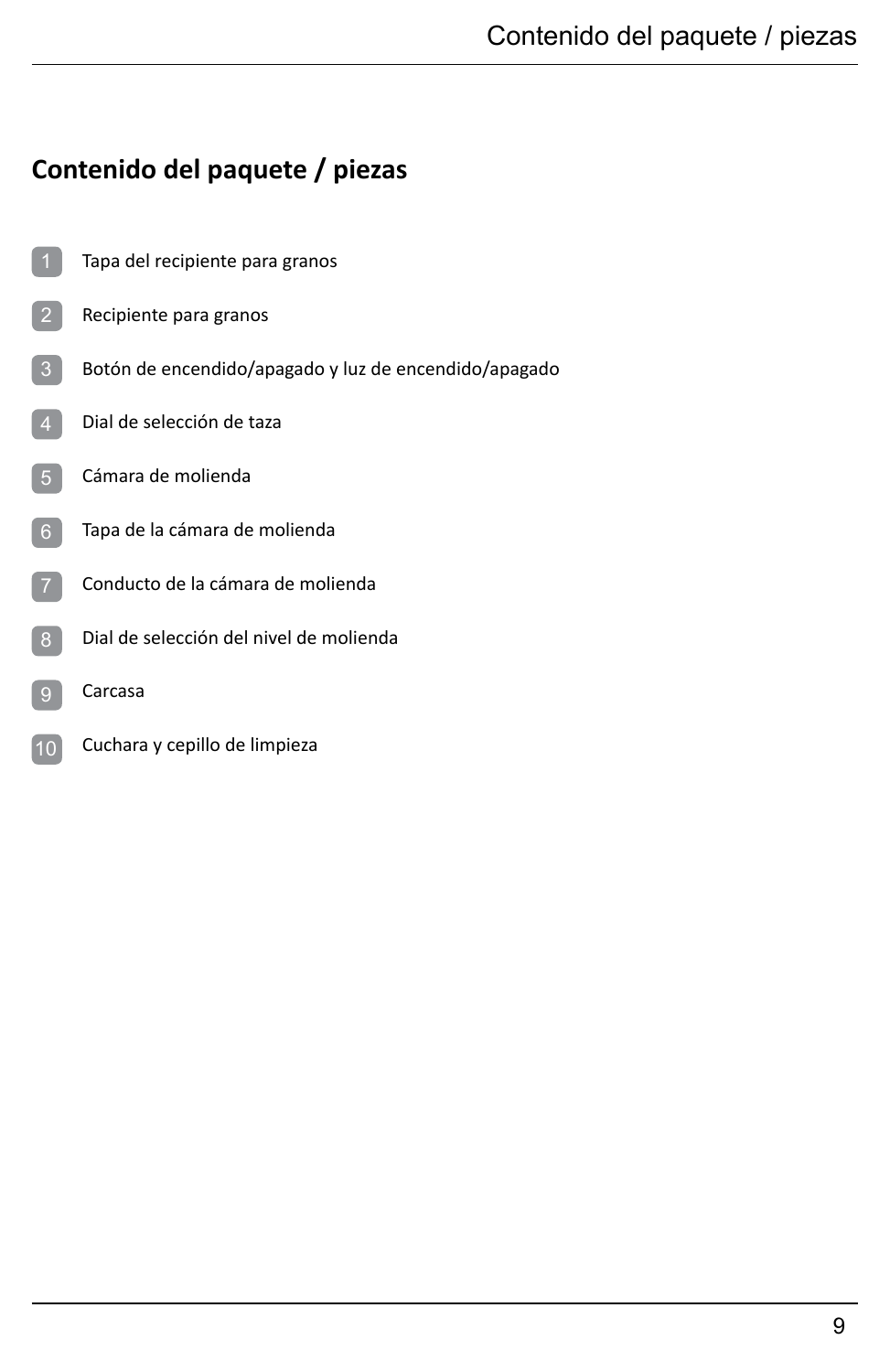## Contenido del paquete / piezas

1. Tapa del recipiente para granos
2. Recipiente para granos
3. Botón de encendido/apagado y luz de encendido/apagado
4. Dial de selección de taza
5. Cámara de molienda
6. Tapa de la cámara de molienda
7. Conducto de la cámara de molienda
8. Dial de selección del nivel de molienda
9. Carcasa
10. Cuchara y cepillo de limpieza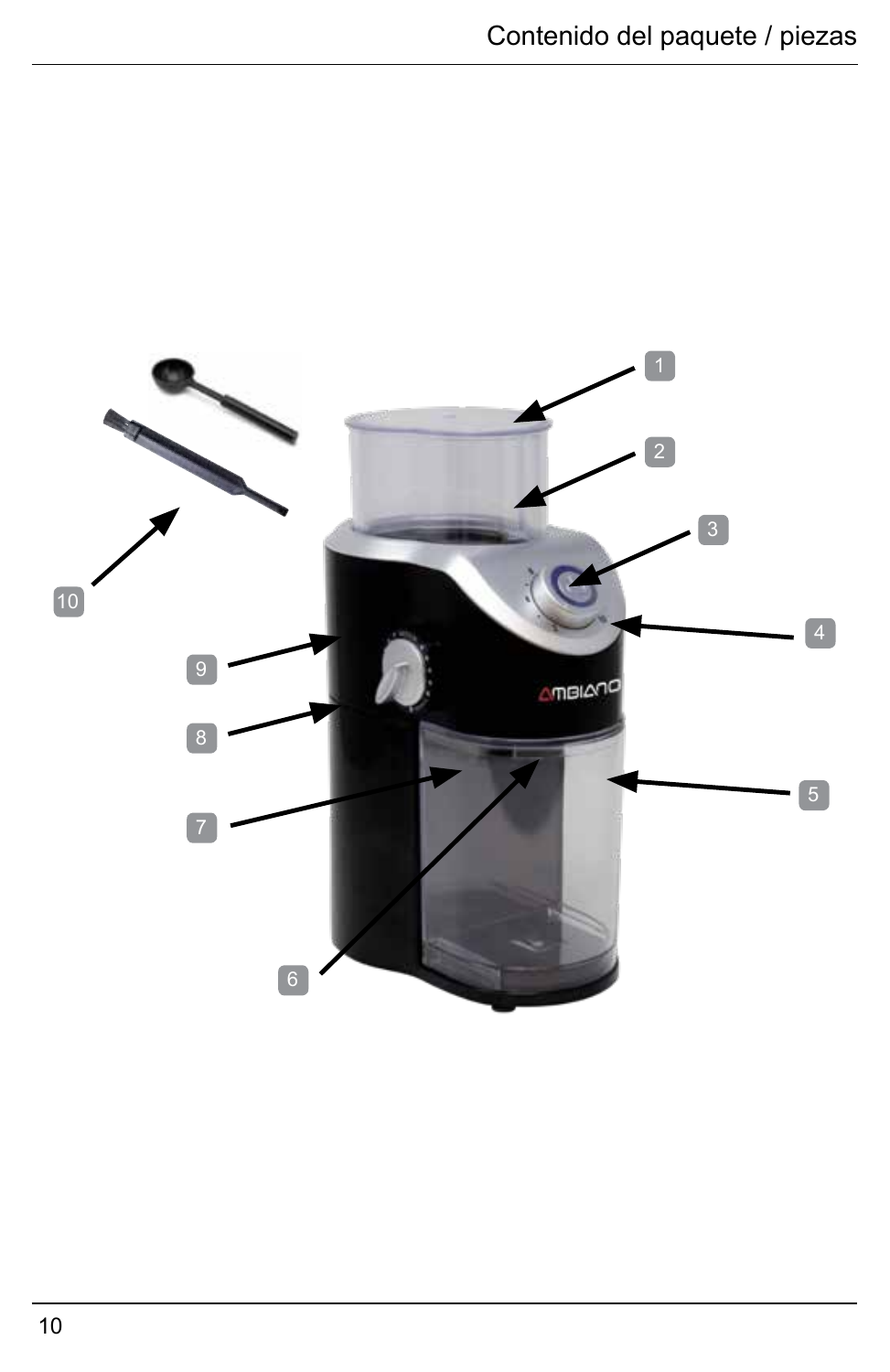# Contenido del paquete / piezas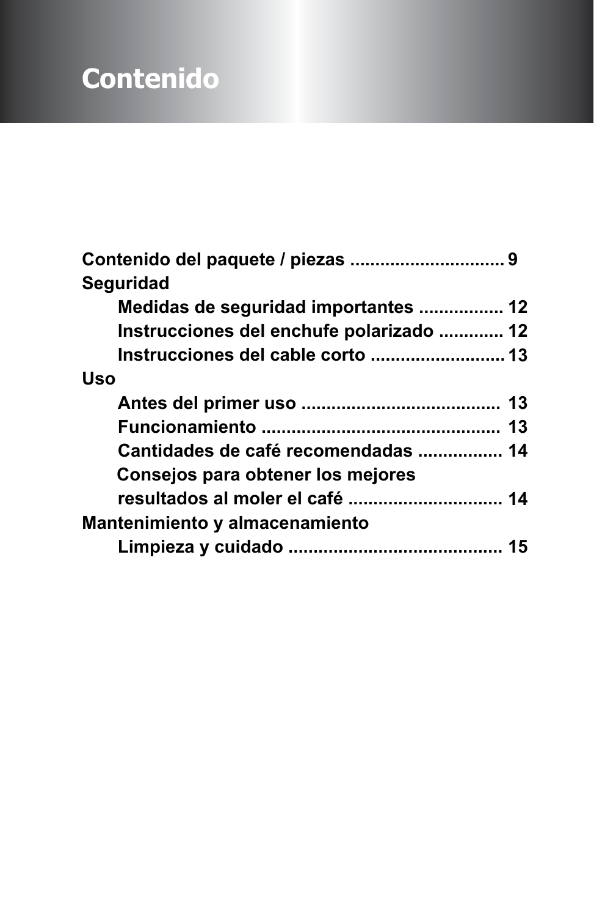# Contenido

**Contenido del paquete / piezas** .............................. 9

**Seguridad**

- **Medidas de seguridad importantes** ................ 12
- **Instrucciones del enchufe polarizado** ............ 12
- **Instrucciones del cable corto** .......................... 13

**Uso**

- **Antes del primer uso** ....................................... 13
- **Funcionamiento** .............................................. 13
- **Cantidades de café recomendadas** ................ 14
- **Consejos para obtener los mejores resultados al moler el café** .............................. 14

**Mantenimiento y almacenamiento**

- **Limpieza y cuidado** .......................................... 15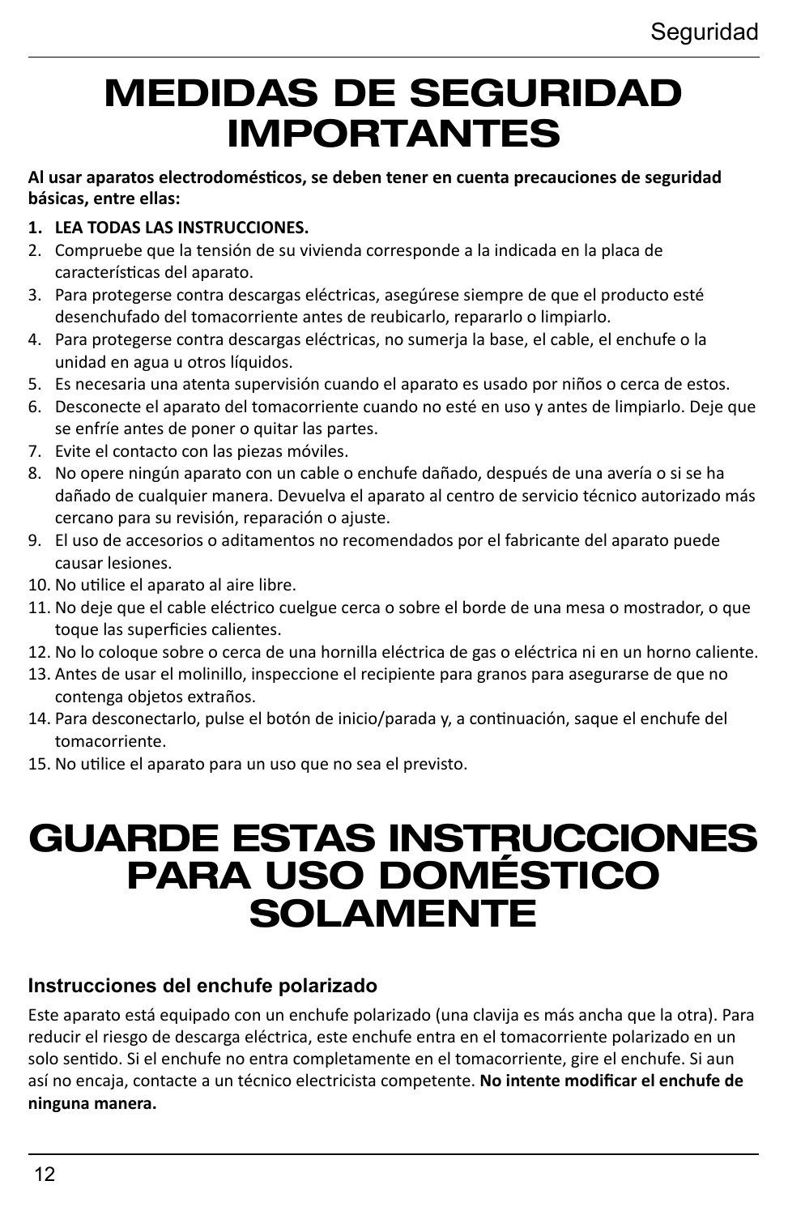# MEDIDAS DE SEGURIDAD IMPORTANTES

**Al usar aparatos electrodomésticos, se deben tener en cuenta precauciones de seguridad básicas, entre ellas:**

1. **LEA TODAS LAS INSTRUCCIONES.**
2. Compruebe que la tensión de su vivienda corresponde a la indicada en la placa de características del aparato.
3. Para protegerse contra descargas eléctricas, asegúrese siempre de que el producto esté desenchufado del tomacorriente antes de reubicarlo, repararlo o limpiarlo.
4. Para protegerse contra descargas eléctricas, no sumerja la base, el cable, el enchufe o la unidad en agua u otros líquidos.
5. Es necesaria una atenta supervisión cuando el aparato es usado por niños o cerca de estos.
6. Desconecte el aparato del tomacorriente cuando no esté en uso y antes de limpiarlo. Deje que se enfríe antes de poner o quitar las partes.
7. Evite el contacto con las piezas móviles.
8. No opere ningún aparato con un cable o enchufe dañado, después de una avería o si se ha dañado de cualquier manera. Devuelva el aparato al centro de servicio técnico autorizado más cercano para su revisión, reparación o ajuste.
9. El uso de accesorios o aditamentos no recomendados por el fabricante del aparato puede causar lesiones.
10. No utilice el aparato al aire libre.
11. No deje que el cable eléctrico cuelgue cerca o sobre el borde de una mesa o mostrador, o que toque las superficies calientes.
12. No lo coloque sobre o cerca de una hornilla eléctrica de gas o eléctrica ni en un horno caliente.
13. Antes de usar el molinillo, inspeccione el recipiente para granos para asegurarse de que no contenga objetos extraños.
14. Para desconectarlo, pulse el botón de inicio/parada y, a continuación, saque el enchufe del tomacorriente.
15. No utilice el aparato para un uso que no sea el previsto.

# GUARDE ESTAS INSTRUCCIONES PARA USO DOMÉSTICO SOLAMENTE

### Instrucciones del enchufe polarizado

Este aparato está equipado con un enchufe polarizado (una clavija es más ancha que la otra). Para reducir el riesgo de descarga eléctrica, este enchufe entra en el tomacorriente polarizado en un solo sentido. Si el enchufe no entra completamente en el tomacorriente, gire el enchufe. Si aun así no encaja, contacte a un técnico electricista competente. **No intente modificar el enchufe de ninguna manera.**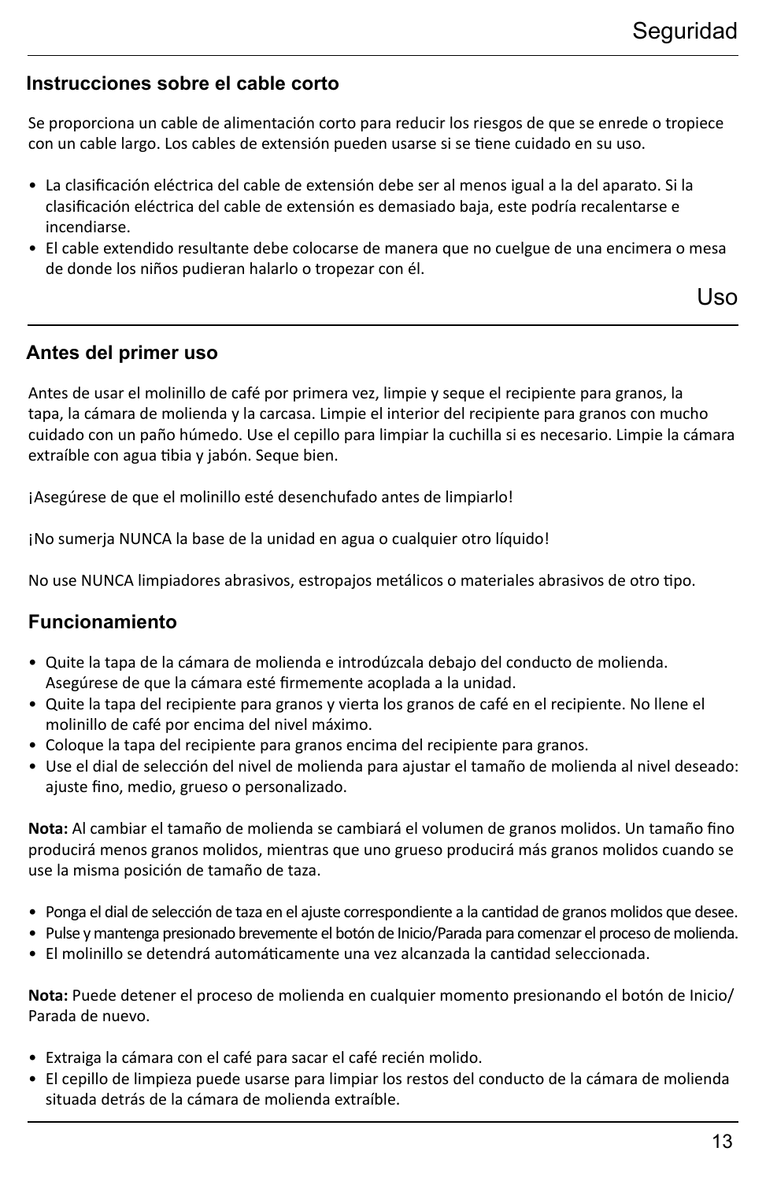# Seguridad

## Instrucciones sobre el cable corto

Se proporciona un cable de alimentación corto para reducir los riesgos de que se enrede o tropiece con un cable largo. Los cables de extensión pueden usarse si se tiene cuidado en su uso.

- La clasificación eléctrica del cable de extensión debe ser al menos igual a la del aparato. Si la clasificación eléctrica del cable de extensión es demasiado baja, este podría recalentarse e incendiarse.
- El cable extendido resultante debe colocarse de manera que no cuelgue de una encimera o mesa de donde los niños pudieran halarlo o tropezar con él.

# Uso

## Antes del primer uso

Antes de usar el molinillo de café por primera vez, limpie y seque el recipiente para granos, la tapa, la cámara de molienda y la carcasa. Limpie el interior del recipiente para granos con mucho cuidado con un paño húmedo. Use el cepillo para limpiar la cuchilla si es necesario. Limpie la cámara extraíble con agua tibia y jabón. Seque bien.

¡Asegúrese de que el molinillo esté desenchufado antes de limpiarlo!

¡No sumerja NUNCA la base de la unidad en agua o cualquier otro líquido!

No use NUNCA limpiadores abrasivos, estropajos metálicos o materiales abrasivos de otro tipo.

## Funcionamiento

- Quite la tapa de la cámara de molienda e introdúzcala debajo del conducto de molienda. Asegúrese de que la cámara esté firmemente acoplada a la unidad.
- Quite la tapa del recipiente para granos y vierta los granos de café en el recipiente. No llene el molinillo de café por encima del nivel máximo.
- Coloque la tapa del recipiente para granos encima del recipiente para granos.
- Use el dial de selección del nivel de molienda para ajustar el tamaño de molienda al nivel deseado: ajuste fino, medio, grueso o personalizado.

**Nota:** Al cambiar el tamaño de molienda se cambiará el volumen de granos molidos. Un tamaño fino producirá menos granos molidos, mientras que uno grueso producirá más granos molidos cuando se use la misma posición de tamaño de taza.

- Ponga el dial de selección de taza en el ajuste correspondiente a la cantidad de granos molidos que desee.
- Pulse y mantenga presionado brevemente el botón de Inicio/Parada para comenzar el proceso de molienda.
- El molinillo se detendrá automáticamente una vez alcanzada la cantidad seleccionada.

**Nota:** Puede detener el proceso de molienda en cualquier momento presionando el botón de Inicio/Parada de nuevo.

- Extraiga la cámara con el café para sacar el café recién molido.
- El cepillo de limpieza puede usarse para limpiar los restos del conducto de la cámara de molienda situada detrás de la cámara de molienda extraíble.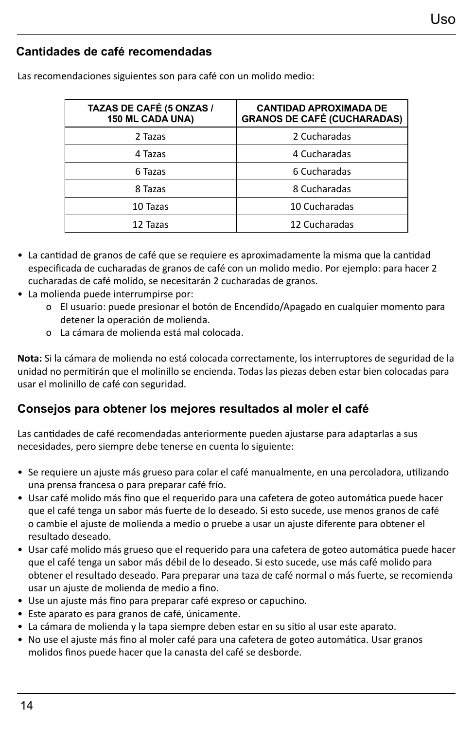## Cantidades de café recomendadas

Las recomendaciones siguientes son para café con un molido medio:

| TAZAS DE CAFÉ (5 ONZAS / 150 ML CADA UNA) | CANTIDAD APROXIMADA DE GRANOS DE CAFÉ (CUCHARADAS) |
|---|---|
| 2 Tazas | 2 Cucharadas |
| 4 Tazas | 4 Cucharadas |
| 6 Tazas | 6 Cucharadas |
| 8 Tazas | 8 Cucharadas |
| 10 Tazas | 10 Cucharadas |
| 12 Tazas | 12 Cucharadas |

- La cantidad de granos de café que se requiere es aproximadamente la misma que la cantidad especificada de cucharadas de granos de café con un molido medio. Por ejemplo: para hacer 2 cucharadas de café molido, se necesitarán 2 cucharadas de granos.
- La molienda puede interrumpirse por:
  - El usuario: puede presionar el botón de Encendido/Apagado en cualquier momento para detener la operación de molienda.
  - La cámara de molienda está mal colocada.

**Nota:** Si la cámara de molienda no está colocada correctamente, los interruptores de seguridad de la unidad no permitirán que el molinillo se encienda. Todas las piezas deben estar bien colocadas para usar el molinillo de café con seguridad.

## Consejos para obtener los mejores resultados al moler el café

Las cantidades de café recomendadas anteriormente pueden ajustarse para adaptarlas a sus necesidades, pero siempre debe tenerse en cuenta lo siguiente:

- Se requiere un ajuste más grueso para colar el café manualmente, en una percoladora, utilizando una prensa francesa o para preparar café frío.
- Usar café molido más fino que el requerido para una cafetera de goteo automática puede hacer que el café tenga un sabor más fuerte de lo deseado. Si esto sucede, use menos granos de café o cambie el ajuste de molienda a medio o pruebe a usar un ajuste diferente para obtener el resultado deseado.
- Usar café molido más grueso que el requerido para una cafetera de goteo automática puede hacer que el café tenga un sabor más débil de lo deseado. Si esto sucede, use más café molido para obtener el resultado deseado. Para preparar una taza de café normal o más fuerte, se recomienda usar un ajuste de molienda de medio a fino.
- Use un ajuste más fino para preparar café expreso or capuchino.
- Este aparato es para granos de café, únicamente.
- La cámara de molienda y la tapa siempre deben estar en su sitio al usar este aparato.
- No use el ajuste más fino al moler café para una cafetera de goteo automática. Usar granos molidos finos puede hacer que la canasta del café se desborde.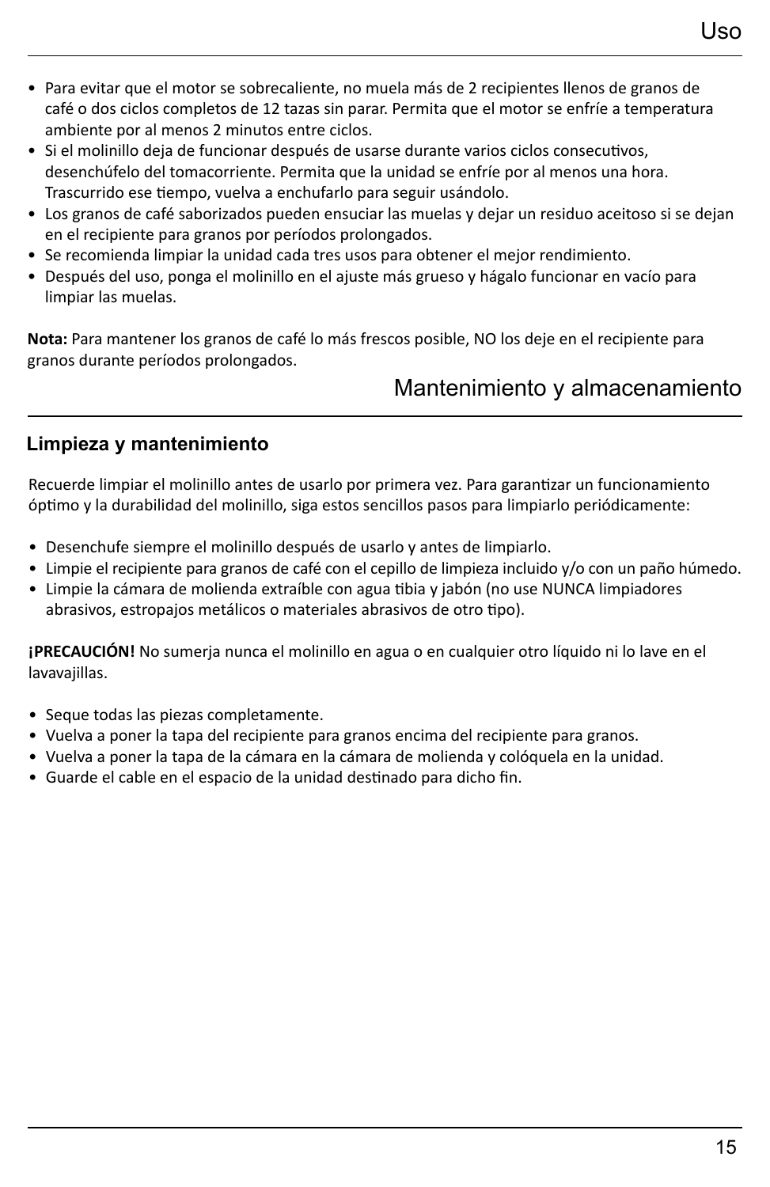- Para evitar que el motor se sobrecaliente, no muela más de 2 recipientes llenos de granos de café o dos ciclos completos de 12 tazas sin parar. Permita que el motor se enfríe a temperatura ambiente por al menos 2 minutos entre ciclos.
- Si el molinillo deja de funcionar después de usarse durante varios ciclos consecutivos, desenchúfelo del tomacorriente. Permita que la unidad se enfríe por al menos una hora. Trascurrido ese tiempo, vuelva a enchufarlo para seguir usándolo.
- Los granos de café saborizados pueden ensuciar las muelas y dejar un residuo aceitoso si se dejan en el recipiente para granos por períodos prolongados.
- Se recomienda limpiar la unidad cada tres usos para obtener el mejor rendimiento.
- Después del uso, ponga el molinillo en el ajuste más grueso y hágalo funcionar en vacío para limpiar las muelas.

**Nota:** Para mantener los granos de café lo más frescos posible, NO los deje en el recipiente para granos durante períodos prolongados.

# Mantenimiento y almacenamiento

## Limpieza y mantenimiento

Recuerde limpiar el molinillo antes de usarlo por primera vez. Para garantizar un funcionamiento óptimo y la durabilidad del molinillo, siga estos sencillos pasos para limpiarlo periódicamente:

- Desenchufe siempre el molinillo después de usarlo y antes de limpiarlo.
- Limpie el recipiente para granos de café con el cepillo de limpieza incluido y/o con un paño húmedo.
- Limpie la cámara de molienda extraíble con agua tibia y jabón (no use NUNCA limpiadores abrasivos, estropajos metálicos o materiales abrasivos de otro tipo).

**¡PRECAUCIÓN!** No sumerja nunca el molinillo en agua o en cualquier otro líquido ni lo lave en el lavavajillas.

- Seque todas las piezas completamente.
- Vuelva a poner la tapa del recipiente para granos encima del recipiente para granos.
- Vuelva a poner la tapa de la cámara en la cámara de molienda y colóquela en la unidad.
- Guarde el cable en el espacio de la unidad destinado para dicho fin.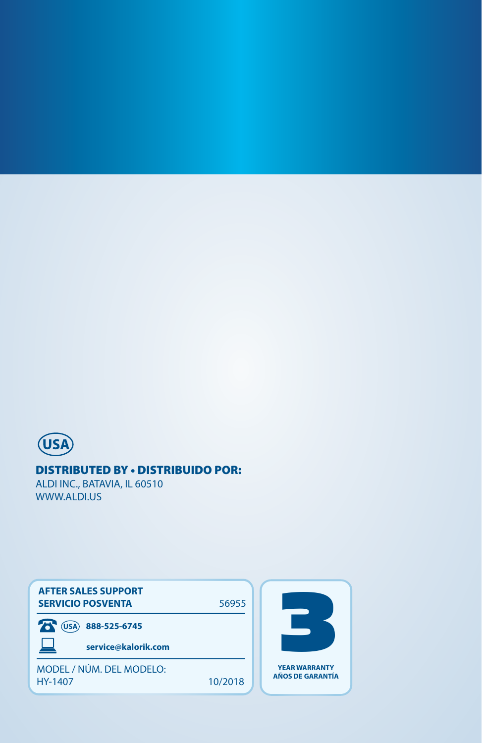USA

**DISTRIBUTED BY • DISTRIBUIDO POR:**

ALDI INC., BATAVIA, IL 60510

WWW.ALDI.US

**AFTER SALES SUPPORT**
**SERVICIO POSVENTA** 56955

USA **888-525-6745**

**service@kalorik.com**

MODEL / NÚM. DEL MODELO:
HY-1407 10/2018

3

**YEAR WARRANTY**
**AÑOS DE GARANTÍA**